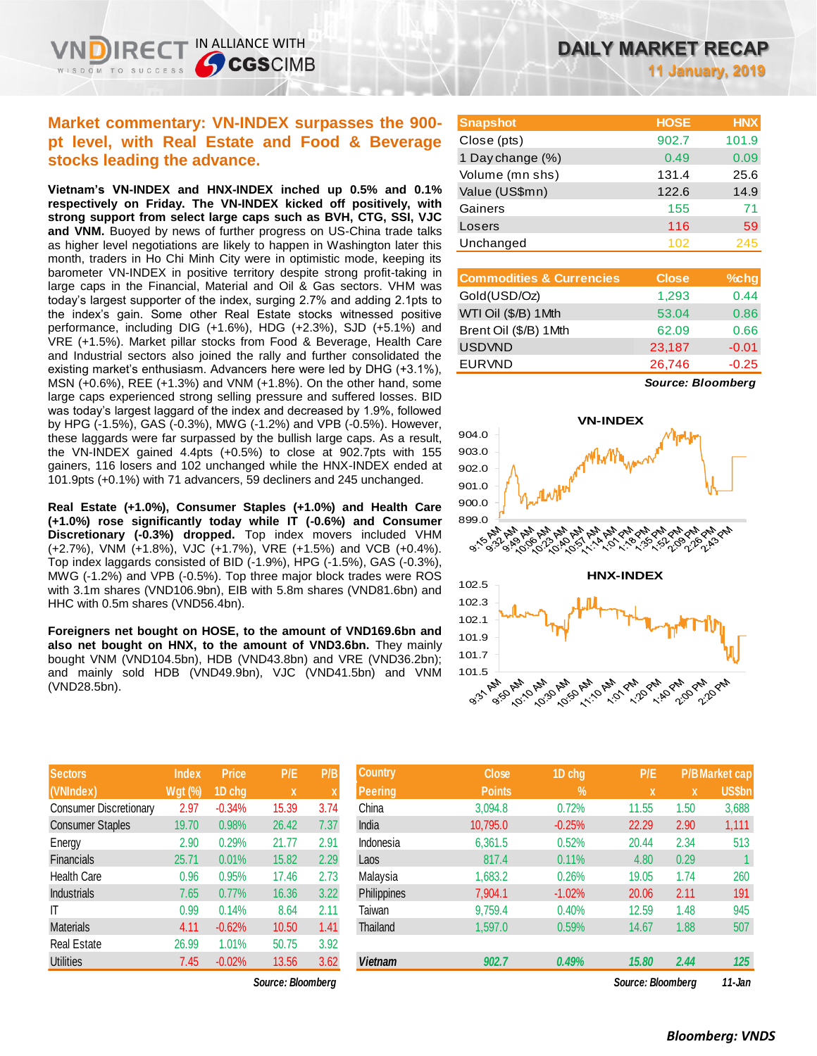# DAILY MARKET RECAP

**11 January, 2019**

## Market commentary: VN-INDEX surpasses the 900-pt level, with Real Estate and Food & Beverage stocks leading the advance.

**Vietnam's VN-INDEX and HNX-INDEX inched up 0.5% and 0.1% respectively on Friday. The VN-INDEX kicked off positively, with strong support from select large caps such as BVH, CTG, SSI, VJC and VNM.** Buoyed by news of further progress on US-China trade talks as higher level negotiations are likely to happen in Washington later this month, traders in Ho Chi Minh City were in optimistic mode, keeping its barometer VN-INDEX in positive territory despite strong profit-taking in large caps in the Financial, Material and Oil & Gas sectors. VHM was today's largest supporter of the index, surging 2.7% and adding 2.1pts to the index's gain. Some other Real Estate stocks witnessed positive performance, including DIG (+1.6%), HDG (+2.3%), SJD (+5.1%) and VRE (+1.5%). Market pillar stocks from Food & Beverage, Health Care and Industrial sectors also joined the rally and further consolidated the existing market's enthusiasm. Advancers here were led by DHG (+3.1%), MSN (+0.6%), REE (+1.3%) and VNM (+1.8%). On the other hand, some large caps experienced strong selling pressure and suffered losses. BID was today's largest laggard of the index and decreased by 1.9%, followed by HPG (-1.5%), GAS (-0.3%), MWG (-1.2%) and VPB (-0.5%). However, these laggards were far surpassed by the bullish large caps. As a result, the VN-INDEX gained 4.4pts (+0.5%) to close at 902.7pts with 155 gainers, 116 losers and 102 unchanged while the HNX-INDEX ended at 101.9pts (+0.1%) with 71 advancers, 59 decliners and 245 unchanged.

**Real Estate (+1.0%), Consumer Staples (+1.0%) and Health Care (+1.0%) rose significantly today while IT (-0.6%) and Consumer Discretionary (-0.3%) dropped.** Top index movers included VHM (+2.7%), VNM (+1.8%), VJC (+1.7%), VRE (+1.5%) and VCB (+0.4%). Top index laggards consisted of BID (-1.9%), HPG (-1.5%), GAS (-0.3%), MWG (-1.2%) and VPB (-0.5%). Top three major block trades were ROS with 3.1m shares (VND106.9bn), EIB with 5.8m shares (VND81.6bn) and HHC with 0.5m shares (VND56.4bn).

**Foreigners net bought on HOSE, to the amount of VND169.6bn and also net bought on HNX, to the amount of VND3.6bn.** They mainly bought VNM (VND104.5bn), HDB (VND43.8bn) and VRE (VND36.2bn); and mainly sold HDB (VND49.9bn), VJC (VND41.5bn) and VNM (VND28.5bn).

| Snapshot | HOSE | HNX |
|---|---|---|
| Close (pts) | 902.7 | 101.9 |
| 1 Day change (%) | 0.49 | 0.09 |
| Volume (mn shs) | 131.4 | 25.6 |
| Value (US$mn) | 122.6 | 14.9 |
| Gainers | 155 | 71 |
| Losers | 116 | 59 |
| Unchanged | 102 | 245 |

| Commodities & Currencies | Close | %chg |
|---|---|---|
| Gold(USD/Oz) | 1,293 | 0.44 |
| WTI Oil ($/B) 1Mth | 53.04 | 0.86 |
| Brent Oil ($/B) 1Mth | 62.09 | 0.66 |
| USDVND | 23,187 | -0.01 |
| EURVND | 26,746 | -0.25 |

*Source: Bloomberg*

| Sectors (VNIndex) | Index Wgt (%) | Price 1D chg | P/E x | P/B x |
|---|---|---|---|---|
| Consumer Discretionary | 2.97 | -0.34% | 15.39 | 3.74 |
| Consumer Staples | 19.70 | 0.98% | 26.42 | 7.37 |
| Energy | 2.90 | 0.29% | 21.77 | 2.91 |
| Financials | 25.71 | 0.01% | 15.82 | 2.29 |
| Health Care | 0.96 | 0.95% | 17.46 | 2.73 |
| Industrials | 7.65 | 0.77% | 16.36 | 3.22 |
| IT | 0.99 | 0.14% | 8.64 | 2.11 |
| Materials | 4.11 | -0.62% | 10.50 | 1.41 |
| Real Estate | 26.99 | 1.01% | 50.75 | 3.92 |
| Utilities | 7.45 | -0.02% | 13.56 | 3.62 |

*Source: Bloomberg*

| Country Peering | Close Points | 1D chg % | P/E x | P/B x | Market cap US$bn |
|---|---|---|---|---|---|
| China | 3,094.8 | 0.72% | 11.55 | 1.50 | 3,688 |
| India | 10,795.0 | -0.25% | 22.29 | 2.90 | 1,111 |
| Indonesia | 6,361.5 | 0.52% | 20.44 | 2.34 | 513 |
| Laos | 817.4 | 0.11% | 4.80 | 0.29 | 1 |
| Malaysia | 1,683.2 | 0.26% | 19.05 | 1.74 | 260 |
| Philippines | 7,904.1 | -1.02% | 20.06 | 2.11 | 191 |
| Taiwan | 9,759.4 | 0.40% | 12.59 | 1.48 | 945 |
| Thailand | 1,597.0 | 0.59% | 14.67 | 1.88 | 507 |
| **Vietnam** | **902.7** | **0.49%** | **15.80** | **2.44** | **125** |

*Source: Bloomberg* *11-Jan*

***Bloomberg: VNDS***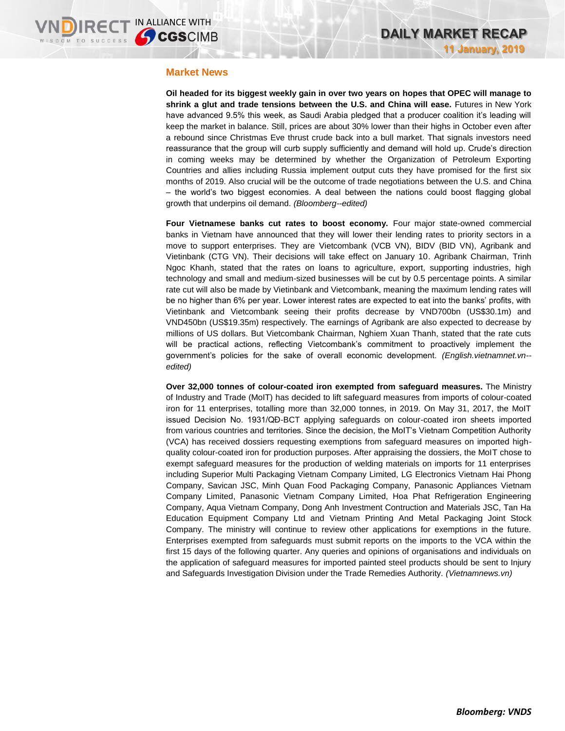## Market News

**Oil headed for its biggest weekly gain in over two years on hopes that OPEC will manage to shrink a glut and trade tensions between the U.S. and China will ease.** Futures in New York have advanced 9.5% this week, as Saudi Arabia pledged that a producer coalition it's leading will keep the market in balance. Still, prices are about 30% lower than their highs in October even after a rebound since Christmas Eve thrust crude back into a bull market. That signals investors need reassurance that the group will curb supply sufficiently and demand will hold up. Crude's direction in coming weeks may be determined by whether the Organization of Petroleum Exporting Countries and allies including Russia implement output cuts they have promised for the first six months of 2019. Also crucial will be the outcome of trade negotiations between the U.S. and China – the world's two biggest economies. A deal between the nations could boost flagging global growth that underpins oil demand. *(Bloomberg--edited)*

**Four Vietnamese banks cut rates to boost economy.** Four major state-owned commercial banks in Vietnam have announced that they will lower their lending rates to priority sectors in a move to support enterprises. They are Vietcombank (VCB VN), BIDV (BID VN), Agribank and Vietinbank (CTG VN). Their decisions will take effect on January 10. Agribank Chairman, Trinh Ngoc Khanh, stated that the rates on loans to agriculture, export, supporting industries, high technology and small and medium-sized businesses will be cut by 0.5 percentage points. A similar rate cut will also be made by Vietinbank and Vietcombank, meaning the maximum lending rates will be no higher than 6% per year. Lower interest rates are expected to eat into the banks' profits, with Vietinbank and Vietcombank seeing their profits decrease by VND700bn (US$30.1m) and VND450bn (US$19.35m) respectively. The earnings of Agribank are also expected to decrease by millions of US dollars. But Vietcombank Chairman, Nghiem Xuan Thanh, stated that the rate cuts will be practical actions, reflecting Vietcombank's commitment to proactively implement the government's policies for the sake of overall economic development. *(English.vietnamnet.vn--edited)*

**Over 32,000 tonnes of colour-coated iron exempted from safeguard measures.** The Ministry of Industry and Trade (MoIT) has decided to lift safeguard measures from imports of colour-coated iron for 11 enterprises, totalling more than 32,000 tonnes, in 2019. On May 31, 2017, the MoIT issued Decision No. 1931/QĐ-BCT applying safeguards on colour-coated iron sheets imported from various countries and territories. Since the decision, the MoIT's Vietnam Competition Authority (VCA) has received dossiers requesting exemptions from safeguard measures on imported high-quality colour-coated iron for production purposes. After appraising the dossiers, the MoIT chose to exempt safeguard measures for the production of welding materials on imports for 11 enterprises including Superior Multi Packaging Vietnam Company Limited, LG Electronics Vietnam Hai Phong Company, Savican JSC, Minh Quan Food Packaging Company, Panasonic Appliances Vietnam Company Limited, Panasonic Vietnam Company Limited, Hoa Phat Refrigeration Engineering Company, Aqua Vietnam Company, Dong Anh Investment Contruction and Materials JSC, Tan Ha Education Equipment Company Ltd and Vietnam Printing And Metal Packaging Joint Stock Company. The ministry will continue to review other applications for exemptions in the future. Enterprises exempted from safeguards must submit reports on the imports to the VCA within the first 15 days of the following quarter. Any queries and opinions of organisations and individuals on the application of safeguard measures for imported painted steel products should be sent to Injury and Safeguards Investigation Division under the Trade Remedies Authority. *(Vietnamnews.vn)*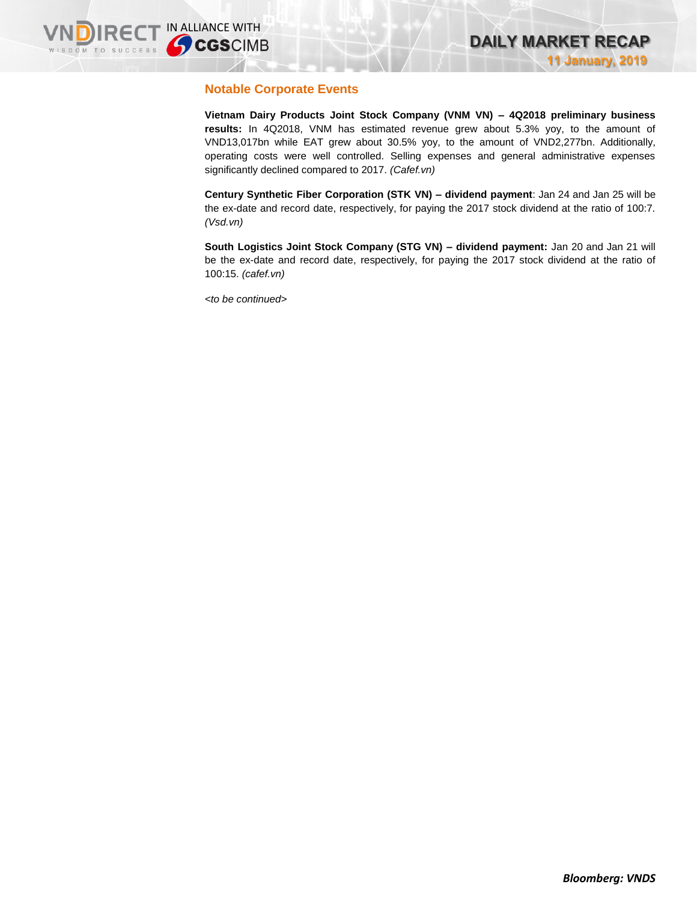## Notable Corporate Events

**Vietnam Dairy Products Joint Stock Company (VNM VN) – 4Q2018 preliminary business results:** In 4Q2018, VNM has estimated revenue grew about 5.3% yoy, to the amount of VND13,017bn while EAT grew about 30.5% yoy, to the amount of VND2,277bn. Additionally, operating costs were well controlled. Selling expenses and general administrative expenses significantly declined compared to 2017. *(Cafef.vn)*

**Century Synthetic Fiber Corporation (STK VN) – dividend payment**: Jan 24 and Jan 25 will be the ex-date and record date, respectively, for paying the 2017 stock dividend at the ratio of 100:7. *(Vsd.vn)*

**South Logistics Joint Stock Company (STG VN) – dividend payment:** Jan 20 and Jan 21 will be the ex-date and record date, respectively, for paying the 2017 stock dividend at the ratio of 100:15. *(cafef.vn)*

*<to be continued>*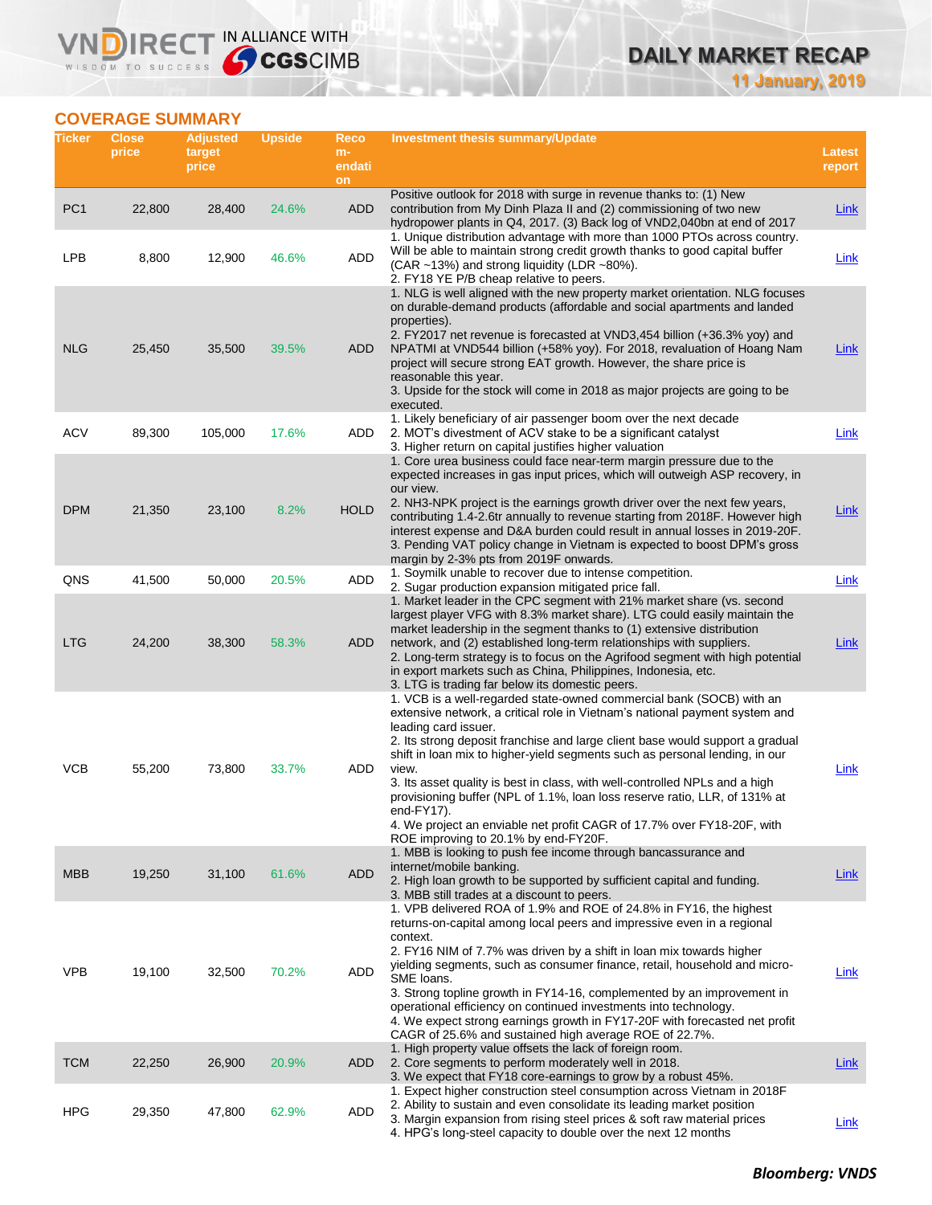## COVERAGE SUMMARY

| Ticker | Close price | Adjusted target price | Upside | Recommendation | Investment thesis summary/Update | Latest report |
|---|---|---|---|---|---|---|
| PC1 | 22,800 | 28,400 | 24.6% | ADD | Positive outlook for 2018 with surge in revenue thanks to: (1) New contribution from My Dinh Plaza II and (2) commissioning of two new hydropower plants in Q4, 2017. (3) Back log of VND2,040bn at end of 2017 | Link |
| LPB | 8,800 | 12,900 | 46.6% | ADD | 1. Unique distribution advantage with more than 1000 PTOs across country. Will be able to maintain strong credit growth thanks to good capital buffer (CAR ~13%) and strong liquidity (LDR ~80%).<br>2. FY18 YE P/B cheap relative to peers. | Link |
| NLG | 25,450 | 35,500 | 39.5% | ADD | 1. NLG is well aligned with the new property market orientation. NLG focuses on durable-demand products (affordable and social apartments and landed properties).<br>2. FY2017 net revenue is forecasted at VND3,454 billion (+36.3% yoy) and NPATMI at VND544 billion (+58% yoy). For 2018, revaluation of Hoang Nam project will secure strong EAT growth. However, the share price is reasonable this year.<br>3. Upside for the stock will come in 2018 as major projects are going to be executed. | Link |
| ACV | 89,300 | 105,000 | 17.6% | ADD | 1. Likely beneficiary of air passenger boom over the next decade<br>2. MOT's divestment of ACV stake to be a significant catalyst<br>3. Higher return on capital justifies higher valuation | Link |
| DPM | 21,350 | 23,100 | 8.2% | HOLD | 1. Core urea business could face near-term margin pressure due to the expected increases in gas input prices, which will outweigh ASP recovery, in our view.<br>2. NH3-NPK project is the earnings growth driver over the next few years, contributing 1.4-2.6tr annually to revenue starting from 2018F. However high interest expense and D&A burden could result in annual losses in 2019-20F.<br>3. Pending VAT policy change in Vietnam is expected to boost DPM's gross margin by 2-3% pts from 2019F onwards. | Link |
| QNS | 41,500 | 50,000 | 20.5% | ADD | 1. Soymilk unable to recover due to intense competition.<br>2. Sugar production expansion mitigated price fall. | Link |
| LTG | 24,200 | 38,300 | 58.3% | ADD | 1. Market leader in the CPC segment with 21% market share (vs. second largest player VFG with 8.3% market share). LTG could easily maintain the market leadership in the segment thanks to (1) extensive distribution network, and (2) established long-term relationships with suppliers.<br>2. Long-term strategy is to focus on the Agrifood segment with high potential in export markets such as China, Philippines, Indonesia, etc.<br>3. LTG is trading far below its domestic peers. | Link |
| VCB | 55,200 | 73,800 | 33.7% | ADD | 1. VCB is a well-regarded state-owned commercial bank (SOCB) with an extensive network, a critical role in Vietnam's national payment system and leading card issuer.<br>2. Its strong deposit franchise and large client base would support a gradual shift in loan mix to higher-yield segments such as personal lending, in our view.<br>3. Its asset quality is best in class, with well-controlled NPLs and a high provisioning buffer (NPL of 1.1%, loan loss reserve ratio, LLR, of 131% at end-FY17).<br>4. We project an enviable net profit CAGR of 17.7% over FY18-20F, with ROE improving to 20.1% by end-FY20F. | Link |
| MBB | 19,250 | 31,100 | 61.6% | ADD | 1. MBB is looking to push fee income through bancassurance and internet/mobile banking.<br>2. High loan growth to be supported by sufficient capital and funding.<br>3. MBB still trades at a discount to peers. | Link |
| VPB | 19,100 | 32,500 | 70.2% | ADD | 1. VPB delivered ROA of 1.9% and ROE of 24.8% in FY16, the highest returns-on-capital among local peers and impressive even in a regional context.<br>2. FY16 NIM of 7.7% was driven by a shift in loan mix towards higher yielding segments, such as consumer finance, retail, household and micro-SME loans.<br>3. Strong topline growth in FY14-16, complemented by an improvement in operational efficiency on continued investments into technology.<br>4. We expect strong earnings growth in FY17-20F with forecasted net profit CAGR of 25.6% and sustained high average ROE of 22.7%. | Link |
| TCM | 22,250 | 26,900 | 20.9% | ADD | 1. High property value offsets the lack of foreign room.<br>2. Core segments to perform moderately well in 2018.<br>3. We expect that FY18 core-earnings to grow by a robust 45%. | Link |
| HPG | 29,350 | 47,800 | 62.9% | ADD | 1. Expect higher construction steel consumption across Vietnam in 2018F<br>2. Ability to sustain and even consolidate its leading market position<br>3. Margin expansion from rising steel prices & soft raw material prices<br>4. HPG's long-steel capacity to double over the next 12 months | Link |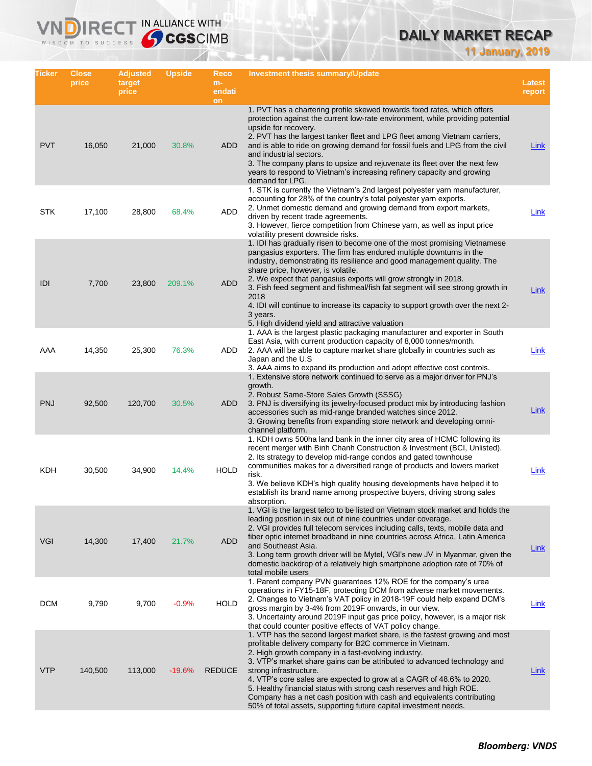# DAILY MARKET RECAP

11 January, 2019

| Ticker | Close price | Adjusted target price | Upside | Recommendation | Investment thesis summary/Update | Latest report |
|---|---|---|---|---|---|---|
| PVT | 16,050 | 21,000 | 30.8% | ADD | 1. PVT has a chartering profile skewed towards fixed rates, which offers protection against the current low-rate environment, while providing potential upside for recovery.<br>2. PVT has the largest tanker fleet and LPG fleet among Vietnam carriers, and is able to ride on growing demand for fossil fuels and LPG from the civil and industrial sectors.<br>3. The company plans to upsize and rejuvenate its fleet over the next few years to respond to Vietnam's increasing refinery capacity and growing demand for LPG. | Link |
| STK | 17,100 | 28,800 | 68.4% | ADD | 1. STK is currently the Vietnam's 2nd largest polyester yarn manufacturer, accounting for 28% of the country's total polyester yarn exports.<br>2. Unmet domestic demand and growing demand from export markets, driven by recent trade agreements.<br>3. However, fierce competition from Chinese yarn, as well as input price volatility present downside risks. | Link |
| IDI | 7,700 | 23,800 | 209.1% | ADD | 1. IDI has gradually risen to become one of the most promising Vietnamese pangasius exporters. The firm has endured multiple downturns in the industry, demonstrating its resilience and good management quality. The share price, however, is volatile.<br>2. We expect that pangasius exports will grow strongly in 2018.<br>3. Fish feed segment and fishmeal/fish fat segment will see strong growth in 2018<br>4. IDI will continue to increase its capacity to support growth over the next 2-3 years.<br>5. High dividend yield and attractive valuation | Link |
| AAA | 14,350 | 25,300 | 76.3% | ADD | 1. AAA is the largest plastic packaging manufacturer and exporter in South East Asia, with current production capacity of 8,000 tonnes/month.<br>2. AAA will be able to capture market share globally in countries such as Japan and the U.S<br>3. AAA aims to expand its production and adopt effective cost controls. | Link |
| PNJ | 92,500 | 120,700 | 30.5% | ADD | 1. Extensive store network continued to serve as a major driver for PNJ's growth.<br>2. Robust Same-Store Sales Growth (SSSG)<br>3. PNJ is diversifying its jewelry-focused product mix by introducing fashion accessories such as mid-range branded watches since 2012.<br>3. Growing benefits from expanding store network and developing omni-channel platform. | Link |
| KDH | 30,500 | 34,900 | 14.4% | HOLD | 1. KDH owns 500ha land bank in the inner city area of HCMC following its recent merger with Binh Chanh Construction & Investment (BCI, Unlisted).<br>2. Its strategy to develop mid-range condos and gated townhouse communities makes for a diversified range of products and lowers market risk.<br>3. We believe KDH's high quality housing developments have helped it to establish its brand name among prospective buyers, driving strong sales absorption. | Link |
| VGI | 14,300 | 17,400 | 21.7% | ADD | 1. VGI is the largest telco to be listed on Vietnam stock market and holds the leading position in six out of nine countries under coverage.<br>2. VGI provides full telecom services including calls, texts, mobile data and fiber optic internet broadband in nine countries across Africa, Latin America and Southeast Asia.<br>3. Long term growth driver will be Mytel, VGI's new JV in Myanmar, given the domestic backdrop of a relatively high smartphone adoption rate of 70% of total mobile users | Link |
| DCM | 9,790 | 9,700 | -0.9% | HOLD | 1. Parent company PVN guarantees 12% ROE for the company's urea operations in FY15-18F, protecting DCM from adverse market movements.<br>2. Changes to Vietnam's VAT policy in 2018-19F could help expand DCM's gross margin by 3-4% from 2019F onwards, in our view.<br>3. Uncertainty around 2019F input gas price policy, however, is a major risk that could counter positive effects of VAT policy change. | Link |
| VTP | 140,500 | 113,000 | -19.6% | REDUCE | 1. VTP has the second largest market share, is the fastest growing and most profitable delivery company for B2C commerce in Vietnam.<br>2. High growth company in a fast-evolving industry.<br>3. VTP's market share gains can be attributed to advanced technology and strong infrastructure.<br>4. VTP's core sales are expected to grow at a CAGR of 48.6% to 2020.<br>5. Healthy financial status with strong cash reserves and high ROE. Company has a net cash position with cash and equivalents contributing 50% of total assets, supporting future capital investment needs. | Link |

***Bloomberg: VNDS***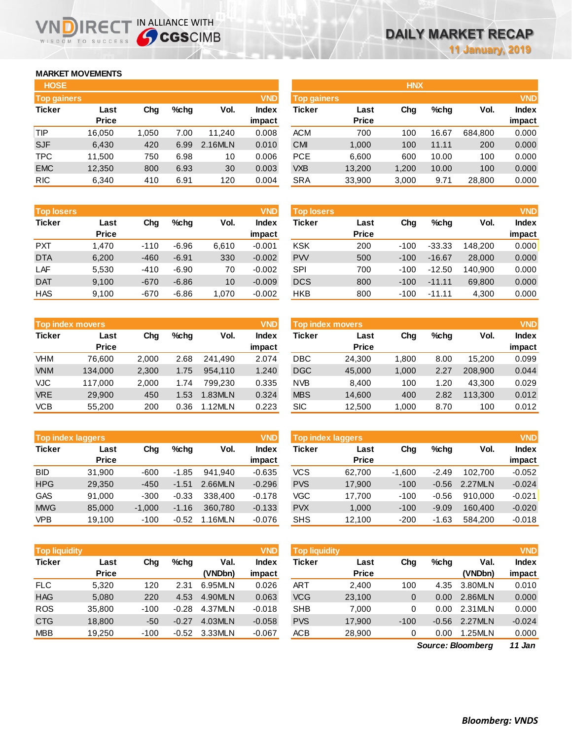# DAILY MARKET RECAP

**11 January, 2019**

## MARKET MOVEMENTS

### HOSE

**Top gainers** (VND)

| Ticker | Last Price | Chg | %chg | Vol. | Index impact |
|---|---|---|---|---|---|
| TIP | 16,050 | 1,050 | 7.00 | 11,240 | 0.008 |
| SJF | 6,430 | 420 | 6.99 | 2.16MLN | 0.010 |
| TPC | 11,500 | 750 | 6.98 | 10 | 0.006 |
| EMC | 12,350 | 800 | 6.93 | 30 | 0.003 |
| RIC | 6,340 | 410 | 6.91 | 120 | 0.004 |

**Top losers** (VND)

| Ticker | Last Price | Chg | %chg | Vol. | Index impact |
|---|---|---|---|---|---|
| PXT | 1,470 | -110 | -6.96 | 6,610 | -0.001 |
| DTA | 6,200 | -460 | -6.91 | 330 | -0.002 |
| LAF | 5,530 | -410 | -6.90 | 70 | -0.002 |
| DAT | 9,100 | -670 | -6.86 | 10 | -0.009 |
| HAS | 9,100 | -670 | -6.86 | 1,070 | -0.002 |

**Top index movers** (VND)

| Ticker | Last Price | Chg | %chg | Vol. | Index impact |
|---|---|---|---|---|---|
| VHM | 76,600 | 2,000 | 2.68 | 241,490 | 2.074 |
| VNM | 134,000 | 2,300 | 1.75 | 954,110 | 1.240 |
| VJC | 117,000 | 2,000 | 1.74 | 799,230 | 0.335 |
| VRE | 29,900 | 450 | 1.53 | 1.83MLN | 0.324 |
| VCB | 55,200 | 200 | 0.36 | 1.12MLN | 0.223 |

**Top index laggers** (VND)

| Ticker | Last Price | Chg | %chg | Vol. | Index impact |
|---|---|---|---|---|---|
| BID | 31,900 | -600 | -1.85 | 941,940 | -0.635 |
| HPG | 29,350 | -450 | -1.51 | 2.66MLN | -0.296 |
| GAS | 91,000 | -300 | -0.33 | 338,400 | -0.178 |
| MWG | 85,000 | -1,000 | -1.16 | 360,780 | -0.133 |
| VPB | 19,100 | -100 | -0.52 | 1.16MLN | -0.076 |

**Top liquidity** (VND)

| Ticker | Last Price | Chg | %chg | Val. (VNDbn) | Index impact |
|---|---|---|---|---|---|
| FLC | 5,320 | 120 | 2.31 | 6.95MLN | 0.026 |
| HAG | 5,080 | 220 | 4.53 | 4.90MLN | 0.063 |
| ROS | 35,800 | -100 | -0.28 | 4.37MLN | -0.018 |
| CTG | 18,800 | -50 | -0.27 | 4.03MLN | -0.058 |
| MBB | 19,250 | -100 | -0.52 | 3.33MLN | -0.067 |

### HNX

**Top gainers** (VND)

| Ticker | Last Price | Chg | %chg | Vol. | Index impact |
|---|---|---|---|---|---|
| ACM | 700 | 100 | 16.67 | 684,800 | 0.000 |
| CMI | 1,000 | 100 | 11.11 | 200 | 0.000 |
| PCE | 6,600 | 600 | 10.00 | 100 | 0.000 |
| VXB | 13,200 | 1,200 | 10.00 | 100 | 0.000 |
| SRA | 33,900 | 3,000 | 9.71 | 28,800 | 0.000 |

**Top losers** (VND)

| Ticker | Last Price | Chg | %chg | Vol. | Index impact |
|---|---|---|---|---|---|
| KSK | 200 | -100 | -33.33 | 148,200 | 0.000 |
| PVV | 500 | -100 | -16.67 | 28,000 | 0.000 |
| SPI | 700 | -100 | -12.50 | 140,900 | 0.000 |
| DCS | 800 | -100 | -11.11 | 69,800 | 0.000 |
| HKB | 800 | -100 | -11.11 | 4,300 | 0.000 |

**Top index movers** (VND)

| Ticker | Last Price | Chg | %chg | Vol. | Index impact |
|---|---|---|---|---|---|
| DBC | 24,300 | 1,800 | 8.00 | 15,200 | 0.099 |
| DGC | 45,000 | 1,000 | 2.27 | 208,900 | 0.044 |
| NVB | 8,400 | 100 | 1.20 | 43,300 | 0.029 |
| MBS | 14,600 | 400 | 2.82 | 113,300 | 0.012 |
| SIC | 12,500 | 1,000 | 8.70 | 100 | 0.012 |

**Top index laggers** (VND)

| Ticker | Last Price | Chg | %chg | Vol. | Index impact |
|---|---|---|---|---|---|
| VCS | 62,700 | -1,600 | -2.49 | 102,700 | -0.052 |
| PVS | 17,900 | -100 | -0.56 | 2.27MLN | -0.024 |
| VGC | 17,700 | -100 | -0.56 | 910,000 | -0.021 |
| PVX | 1,000 | -100 | -9.09 | 160,400 | -0.020 |
| SHS | 12,100 | -200 | -1.63 | 584,200 | -0.018 |

**Top liquidity** (VND)

| Ticker | Last Price | Chg | %chg | Val. (VNDbn) | Index impact |
|---|---|---|---|---|---|
| ART | 2,400 | 100 | 4.35 | 3.80MLN | 0.010 |
| VCG | 23,100 | 0 | 0.00 | 2.86MLN | 0.000 |
| SHB | 7,000 | 0 | 0.00 | 2.31MLN | 0.000 |
| PVS | 17,900 | -100 | -0.56 | 2.27MLN | -0.024 |
| ACB | 28,900 | 0 | 0.00 | 1.25MLN | 0.000 |

*Source: Bloomberg* *11 Jan*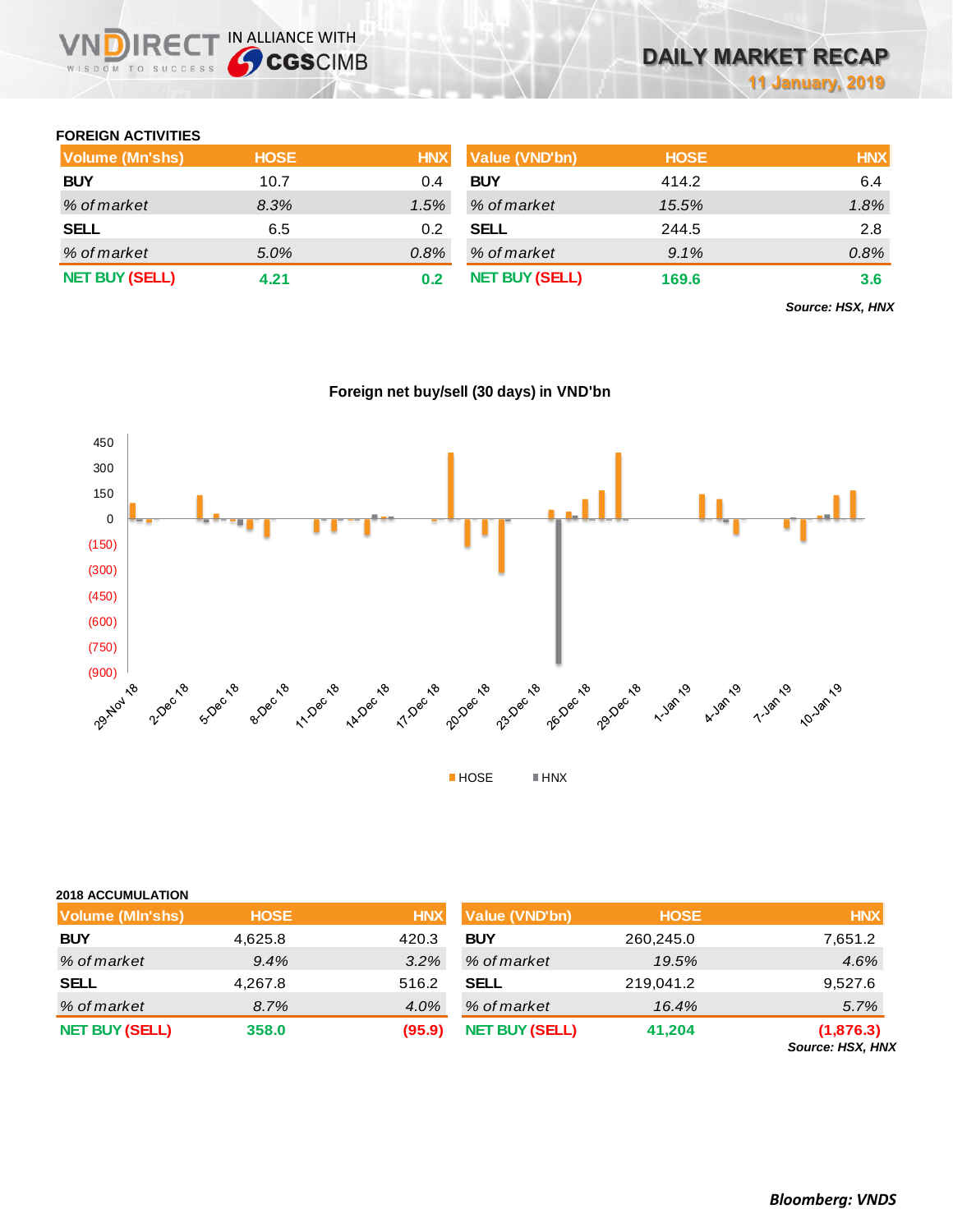## FOREIGN ACTIVITIES

| Volume (Mn'shs) | HOSE | HNX |
|---|---|---|
| **BUY** | 10.7 | 0.4 |
| *% of market* | *8.3%* | *1.5%* |
| **SELL** | 6.5 | 0.2 |
| *% of market* | *5.0%* | *0.8%* |
| **NET BUY (SELL)** | **4.21** | **0.2** |

| Value (VND'bn) | HOSE | HNX |
|---|---|---|
| **BUY** | 414.2 | 6.4 |
| *% of market* | *15.5%* | *1.8%* |
| **SELL** | 244.5 | 2.8 |
| *% of market* | *9.1%* | *0.8%* |
| **NET BUY (SELL)** | **169.6** | **3.6** |

*Source: HSX, HNX*

**Foreign net buy/sell (30 days) in VND'bn**

## 2018 ACCUMULATION

| Volume (Mln'shs) | HOSE | HNX |
|---|---|---|
| **BUY** | 4,625.8 | 420.3 |
| *% of market* | *9.4%* | *3.2%* |
| **SELL** | 4,267.8 | 516.2 |
| *% of market* | *8.7%* | *4.0%* |
| **NET BUY (SELL)** | **358.0** | **(95.9)** |

| Value (VND'bn) | HOSE | HNX |
|---|---|---|
| **BUY** | 260,245.0 | 7,651.2 |
| *% of market* | *19.5%* | *4.6%* |
| **SELL** | 219,041.2 | 9,527.6 |
| *% of market* | *16.4%* | *5.7%* |
| **NET BUY (SELL)** | **41,204** | **(1,876.3)** |

*Source: HSX, HNX*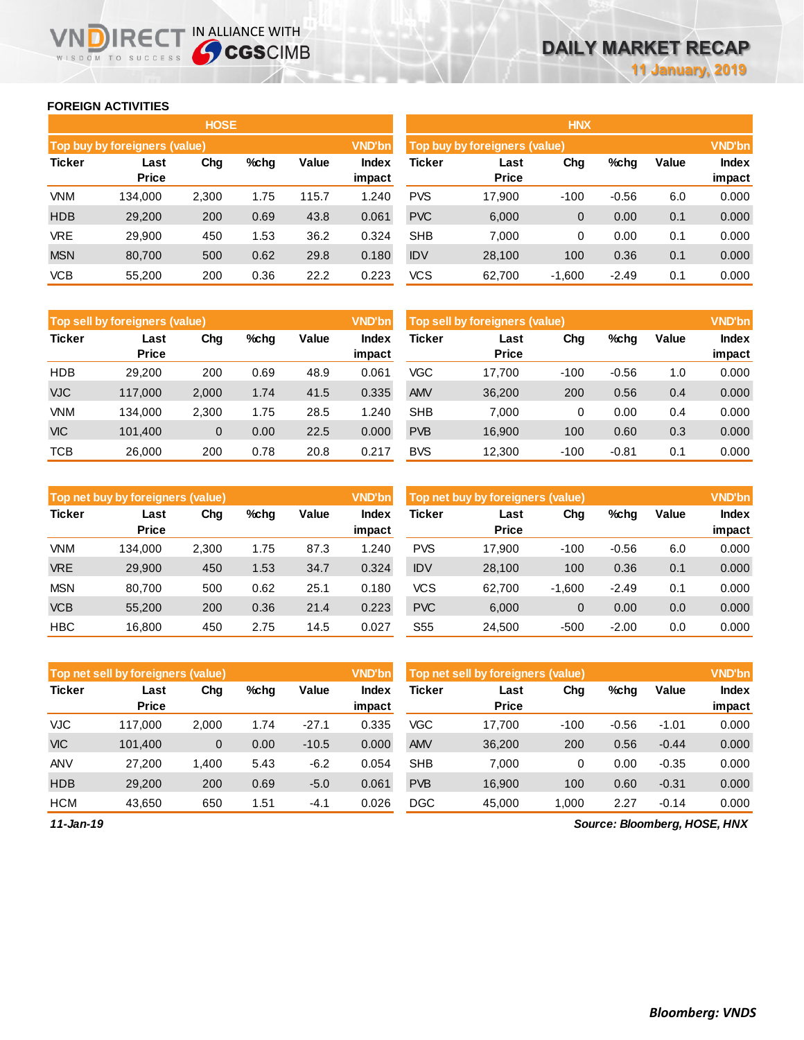## FOREIGN ACTIVITIES

### HOSE

**Top buy by foreigners (value)** — VND'bn

| Ticker | Last Price | Chg | %chg | Value | Index impact |
|---|---|---|---|---|---|
| VNM | 134,000 | 2,300 | 1.75 | 115.7 | 1.240 |
| HDB | 29,200 | 200 | 0.69 | 43.8 | 0.061 |
| VRE | 29,900 | 450 | 1.53 | 36.2 | 0.324 |
| MSN | 80,700 | 500 | 0.62 | 29.8 | 0.180 |
| VCB | 55,200 | 200 | 0.36 | 22.2 | 0.223 |

**Top sell by foreigners (value)** — VND'bn

| Ticker | Last Price | Chg | %chg | Value | Index impact |
|---|---|---|---|---|---|
| HDB | 29,200 | 200 | 0.69 | 48.9 | 0.061 |
| VJC | 117,000 | 2,000 | 1.74 | 41.5 | 0.335 |
| VNM | 134,000 | 2,300 | 1.75 | 28.5 | 1.240 |
| VIC | 101,400 | 0 | 0.00 | 22.5 | 0.000 |
| TCB | 26,000 | 200 | 0.78 | 20.8 | 0.217 |

**Top net buy by foreigners (value)** — VND'bn

| Ticker | Last Price | Chg | %chg | Value | Index impact |
|---|---|---|---|---|---|
| VNM | 134,000 | 2,300 | 1.75 | 87.3 | 1.240 |
| VRE | 29,900 | 450 | 1.53 | 34.7 | 0.324 |
| MSN | 80,700 | 500 | 0.62 | 25.1 | 0.180 |
| VCB | 55,200 | 200 | 0.36 | 21.4 | 0.223 |
| HBC | 16,800 | 450 | 2.75 | 14.5 | 0.027 |

**Top net sell by foreigners (value)** — VND'bn

| Ticker | Last Price | Chg | %chg | Value | Index impact |
|---|---|---|---|---|---|
| VJC | 117,000 | 2,000 | 1.74 | -27.1 | 0.335 |
| VIC | 101,400 | 0 | 0.00 | -10.5 | 0.000 |
| ANV | 27,200 | 1,400 | 5.43 | -6.2 | 0.054 |
| HDB | 29,200 | 200 | 0.69 | -5.0 | 0.061 |
| HCM | 43,650 | 650 | 1.51 | -4.1 | 0.026 |

### HNX

**Top buy by foreigners (value)** — VND'bn

| Ticker | Last Price | Chg | %chg | Value | Index impact |
|---|---|---|---|---|---|
| PVS | 17,900 | -100 | -0.56 | 6.0 | 0.000 |
| PVC | 6,000 | 0 | 0.00 | 0.1 | 0.000 |
| SHB | 7,000 | 0 | 0.00 | 0.1 | 0.000 |
| IDV | 28,100 | 100 | 0.36 | 0.1 | 0.000 |
| VCS | 62,700 | -1,600 | -2.49 | 0.1 | 0.000 |

**Top sell by foreigners (value)** — VND'bn

| Ticker | Last Price | Chg | %chg | Value | Index impact |
|---|---|---|---|---|---|
| VGC | 17,700 | -100 | -0.56 | 1.0 | 0.000 |
| AMV | 36,200 | 200 | 0.56 | 0.4 | 0.000 |
| SHB | 7,000 | 0 | 0.00 | 0.4 | 0.000 |
| PVB | 16,900 | 100 | 0.60 | 0.3 | 0.000 |
| BVS | 12,300 | -100 | -0.81 | 0.1 | 0.000 |

**Top net buy by foreigners (value)** — VND'bn

| Ticker | Last Price | Chg | %chg | Value | Index impact |
|---|---|---|---|---|---|
| PVS | 17,900 | -100 | -0.56 | 6.0 | 0.000 |
| IDV | 28,100 | 100 | 0.36 | 0.1 | 0.000 |
| VCS | 62,700 | -1,600 | -2.49 | 0.1 | 0.000 |
| PVC | 6,000 | 0 | 0.00 | 0.0 | 0.000 |
| S55 | 24,500 | -500 | -2.00 | 0.0 | 0.000 |

**Top net sell by foreigners (value)** — VND'bn

| Ticker | Last Price | Chg | %chg | Value | Index impact |
|---|---|---|---|---|---|
| VGC | 17,700 | -100 | -0.56 | -1.01 | 0.000 |
| AMV | 36,200 | 200 | 0.56 | -0.44 | 0.000 |
| SHB | 7,000 | 0 | 0.00 | -0.35 | 0.000 |
| PVB | 16,900 | 100 | 0.60 | -0.31 | 0.000 |
| DGC | 45,000 | 1,000 | 2.27 | -0.14 | 0.000 |

*11-Jan-19*

*Source: Bloomberg, HOSE, HNX*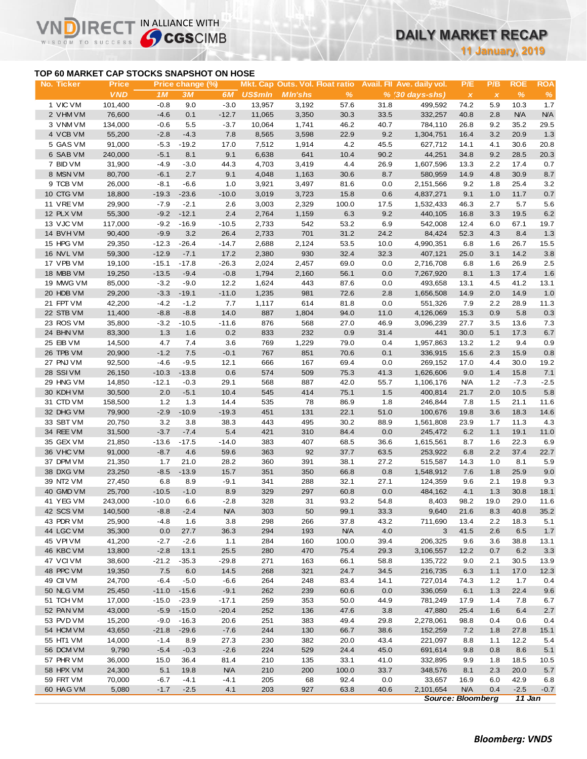# DAILY MARKET RECAP

**11 January, 2019**

## TOP 60 MARKET CAP STOCKS SNAPSHOT ON HOSE

| No. | Ticker | Price | Price change (%) | | | Mkt. Cap | Outs. Vol. | Float ratio | Avail. FII | Ave. daily vol. | P/E | P/B | ROE | ROA |
|---|---|---|---|---|---|---|---|---|---|---|---|---|---|---|
| | | VND | 1M | 3M | 6M | US$mln | Mln'shs | % | % | (30 days-shs) | x | x | % | % |
| 1 | VIC VM | 101,400 | -0.8 | 9.0 | -3.0 | 13,957 | 3,192 | 57.6 | 31.8 | 499,592 | 74.2 | 5.9 | 10.3 | 1.7 |
| 2 | VHM VM | 76,600 | -4.6 | 0.1 | -12.7 | 11,065 | 3,350 | 30.3 | 33.5 | 332,257 | 40.8 | 2.8 | N/A | N/A |
| 3 | VNM VM | 134,000 | -0.6 | 5.5 | -3.7 | 10,064 | 1,741 | 46.2 | 40.7 | 784,110 | 26.8 | 9.2 | 35.2 | 29.5 |
| 4 | VCB VM | 55,200 | -2.8 | -4.3 | 7.8 | 8,565 | 3,598 | 22.9 | 9.2 | 1,304,751 | 16.4 | 3.2 | 20.9 | 1.3 |
| 5 | GAS VM | 91,000 | -5.3 | -19.2 | 17.0 | 7,512 | 1,914 | 4.2 | 45.5 | 627,712 | 14.1 | 4.1 | 30.6 | 20.8 |
| 6 | SAB VM | 240,000 | -5.1 | 8.1 | 9.1 | 6,638 | 641 | 10.4 | 90.2 | 44,251 | 34.8 | 9.2 | 28.5 | 20.3 |
| 7 | BID VM | 31,900 | -4.9 | -3.0 | 44.3 | 4,703 | 3,419 | 4.4 | 26.9 | 1,607,596 | 13.3 | 2.2 | 17.4 | 0.7 |
| 8 | MSN VM | 80,700 | -6.1 | 2.7 | 9.1 | 4,048 | 1,163 | 30.6 | 8.7 | 580,959 | 14.9 | 4.8 | 30.9 | 8.7 |
| 9 | TCB VM | 26,000 | -8.1 | -6.6 | 1.0 | 3,921 | 3,497 | 81.6 | 0.0 | 2,151,566 | 9.2 | 1.8 | 25.4 | 3.2 |
| 10 | CTG VM | 18,800 | -19.3 | -23.6 | -10.0 | 3,019 | 3,723 | 15.8 | 0.6 | 4,837,271 | 9.1 | 1.0 | 11.7 | 0.7 |
| 11 | VRE VM | 29,900 | -7.9 | -2.1 | 2.6 | 3,003 | 2,329 | 100.0 | 17.5 | 1,532,433 | 46.3 | 2.7 | 5.7 | 5.6 |
| 12 | PLX VM | 55,300 | -9.2 | -12.1 | 2.4 | 2,764 | 1,159 | 6.3 | 9.2 | 440,105 | 16.8 | 3.3 | 19.5 | 6.2 |
| 13 | VJC VM | 117,000 | -9.2 | -16.9 | -10.5 | 2,733 | 542 | 53.2 | 6.9 | 542,008 | 12.4 | 6.0 | 67.1 | 19.7 |
| 14 | BVH VM | 90,400 | -9.9 | 3.2 | 26.4 | 2,733 | 701 | 31.2 | 24.2 | 84,424 | 52.3 | 4.3 | 8.4 | 1.3 |
| 15 | HPG VM | 29,350 | -12.3 | -26.4 | -14.7 | 2,688 | 2,124 | 53.5 | 10.0 | 4,990,351 | 6.8 | 1.6 | 26.7 | 15.5 |
| 16 | NVL VM | 59,300 | -12.9 | -7.1 | 17.2 | 2,380 | 930 | 32.4 | 32.3 | 407,121 | 25.0 | 3.1 | 14.2 | 3.8 |
| 17 | VPB VM | 19,100 | -15.1 | -17.8 | -26.3 | 2,024 | 2,457 | 69.0 | 0.0 | 2,716,708 | 6.8 | 1.6 | 26.9 | 2.5 |
| 18 | MBB VM | 19,250 | -13.5 | -9.4 | -0.8 | 1,794 | 2,160 | 56.1 | 0.0 | 7,267,920 | 8.1 | 1.3 | 17.4 | 1.6 |
| 19 | MWG VM | 85,000 | -3.2 | -9.0 | 12.2 | 1,624 | 443 | 87.6 | 0.0 | 493,658 | 13.1 | 4.5 | 41.2 | 13.1 |
| 20 | HDB VM | 29,200 | -3.3 | -19.1 | -11.0 | 1,235 | 981 | 72.6 | 2.8 | 1,656,508 | 14.9 | 2.0 | 14.9 | 1.0 |
| 21 | FPT VM | 42,200 | -4.2 | -1.2 | 7.7 | 1,117 | 614 | 81.8 | 0.0 | 551,326 | 7.9 | 2.2 | 28.9 | 11.3 |
| 22 | STB VM | 11,400 | -8.8 | -8.8 | 14.0 | 887 | 1,804 | 94.0 | 11.0 | 4,126,069 | 15.3 | 0.9 | 5.8 | 0.3 |
| 23 | ROS VM | 35,800 | -3.2 | -10.5 | -11.6 | 876 | 568 | 27.0 | 46.9 | 3,096,239 | 27.7 | 3.5 | 13.6 | 7.3 |
| 24 | BHN VM | 83,300 | 1.3 | 1.6 | 0.2 | 833 | 232 | 0.9 | 31.4 | 441 | 30.0 | 5.1 | 17.3 | 6.7 |
| 25 | EIB VM | 14,500 | 4.7 | 7.4 | 3.6 | 769 | 1,229 | 79.0 | 0.4 | 1,957,863 | 13.2 | 1.2 | 9.4 | 0.9 |
| 26 | TPB VM | 20,900 | -1.2 | 7.5 | -0.1 | 767 | 851 | 70.6 | 0.1 | 336,915 | 15.6 | 2.3 | 15.9 | 0.8 |
| 27 | PNJ VM | 92,500 | -4.6 | -9.5 | 12.1 | 666 | 167 | 69.4 | 0.0 | 269,152 | 17.0 | 4.4 | 30.0 | 19.2 |
| 28 | SSI VM | 26,150 | -10.3 | -13.8 | 0.6 | 574 | 509 | 75.3 | 41.3 | 1,626,606 | 9.0 | 1.4 | 15.8 | 7.1 |
| 29 | HNG VM | 14,850 | -12.1 | -0.3 | 29.1 | 568 | 887 | 42.0 | 55.7 | 1,106,176 | N/A | 1.2 | -7.3 | -2.5 |
| 30 | KDH VM | 30,500 | 2.0 | -5.1 | 10.4 | 545 | 414 | 75.1 | 1.5 | 400,814 | 21.7 | 2.0 | 10.5 | 5.8 |
| 31 | CTD VM | 158,500 | 1.2 | 1.3 | 14.4 | 535 | 78 | 86.9 | 1.8 | 246,844 | 7.8 | 1.5 | 21.1 | 11.6 |
| 32 | DHG VM | 79,900 | -2.9 | -10.9 | -19.3 | 451 | 131 | 22.1 | 51.0 | 100,676 | 19.8 | 3.6 | 18.3 | 14.6 |
| 33 | SBT VM | 20,750 | 3.2 | 3.8 | 38.3 | 443 | 495 | 30.2 | 88.9 | 1,561,808 | 23.9 | 1.7 | 11.3 | 4.3 |
| 34 | REE VM | 31,500 | -3.7 | -7.4 | 5.4 | 421 | 310 | 84.4 | 0.0 | 245,472 | 6.2 | 1.1 | 19.1 | 11.0 |
| 35 | GEX VM | 21,850 | -13.6 | -17.5 | -14.0 | 383 | 407 | 68.5 | 36.6 | 1,615,561 | 8.7 | 1.6 | 22.3 | 6.9 |
| 36 | VHC VM | 91,000 | -8.7 | 4.6 | 59.6 | 363 | 92 | 37.7 | 63.5 | 253,922 | 6.8 | 2.2 | 37.4 | 22.7 |
| 37 | DPM VM | 21,350 | 1.7 | 21.0 | 28.2 | 360 | 391 | 38.1 | 27.2 | 515,587 | 14.3 | 1.0 | 8.1 | 5.9 |
| 38 | DXG VM | 23,250 | -8.5 | -13.9 | 15.7 | 351 | 350 | 66.8 | 0.8 | 1,548,912 | 7.6 | 1.8 | 25.9 | 9.0 |
| 39 | NT2 VM | 27,450 | 6.8 | 8.9 | -9.1 | 341 | 288 | 32.1 | 27.1 | 124,359 | 9.6 | 2.1 | 19.8 | 9.3 |
| 40 | GMD VM | 25,700 | -10.5 | -1.0 | 8.9 | 329 | 297 | 60.8 | 0.0 | 484,162 | 4.1 | 1.3 | 30.8 | 18.1 |
| 41 | YEG VM | 243,000 | -10.0 | 6.6 | -2.8 | 328 | 31 | 93.2 | 54.8 | 8,403 | 98.2 | 19.0 | 29.0 | 11.6 |
| 42 | SCS VM | 140,500 | -8.8 | -2.4 | N/A | 303 | 50 | 99.1 | 33.3 | 9,640 | 21.6 | 8.3 | 40.8 | 35.2 |
| 43 | PDR VM | 25,900 | -4.8 | 1.6 | 3.8 | 298 | 266 | 37.8 | 43.2 | 711,690 | 13.4 | 2.2 | 18.3 | 5.1 |
| 44 | LGC VM | 35,300 | 0.0 | 27.7 | 36.3 | 294 | 193 | N/A | 4.0 | 3 | 41.5 | 2.6 | 6.5 | 1.7 |
| 45 | VPI VM | 41,200 | -2.7 | -2.6 | 1.1 | 284 | 160 | 100.0 | 39.4 | 206,325 | 9.6 | 3.6 | 38.8 | 13.1 |
| 46 | KBC VM | 13,800 | -2.8 | 13.1 | 25.5 | 280 | 470 | 75.4 | 29.3 | 3,106,557 | 12.2 | 0.7 | 6.2 | 3.3 |
| 47 | VCI VM | 38,600 | -21.2 | -35.3 | -29.8 | 271 | 163 | 66.1 | 58.8 | 135,722 | 9.0 | 2.1 | 30.5 | 13.9 |
| 48 | PPC VM | 19,350 | 7.5 | 6.0 | 14.5 | 268 | 321 | 24.7 | 34.5 | 216,735 | 6.3 | 1.1 | 17.0 | 12.3 |
| 49 | CII VM | 24,700 | -6.4 | -5.0 | -6.6 | 264 | 248 | 83.4 | 14.1 | 727,014 | 74.3 | 1.2 | 1.7 | 0.4 |
| 50 | NLG VM | 25,450 | -11.0 | -15.6 | -9.1 | 262 | 239 | 60.6 | 0.0 | 336,059 | 6.1 | 1.3 | 22.4 | 9.6 |
| 51 | TCH VM | 17,000 | -15.0 | -23.9 | -17.1 | 259 | 353 | 50.0 | 44.9 | 781,249 | 17.9 | 1.4 | 7.8 | 6.7 |
| 52 | PAN VM | 43,000 | -5.9 | -15.0 | -20.4 | 252 | 136 | 47.6 | 3.8 | 47,880 | 25.4 | 1.6 | 6.4 | 2.7 |
| 53 | PVD VM | 15,200 | -9.0 | -16.3 | 20.6 | 251 | 383 | 49.4 | 29.8 | 2,278,061 | 98.8 | 0.4 | 0.6 | 0.4 |
| 54 | HCM VM | 43,650 | -21.8 | -29.6 | -7.6 | 244 | 130 | 66.7 | 38.6 | 152,259 | 7.2 | 1.8 | 27.8 | 15.1 |
| 55 | HT1 VM | 14,000 | -1.4 | 8.9 | 27.3 | 230 | 382 | 20.0 | 43.4 | 221,097 | 8.8 | 1.1 | 12.2 | 5.4 |
| 56 | DCM VM | 9,790 | -5.4 | -0.3 | -2.6 | 224 | 529 | 24.4 | 45.0 | 691,614 | 9.8 | 0.8 | 8.6 | 5.1 |
| 57 | PHR VM | 36,000 | 15.0 | 36.4 | 81.4 | 210 | 135 | 33.1 | 41.0 | 332,895 | 9.9 | 1.8 | 18.5 | 10.5 |
| 58 | HPX VM | 24,300 | 5.1 | 19.8 | N/A | 210 | 200 | 100.0 | 33.7 | 348,576 | 8.1 | 2.3 | 20.0 | 5.7 |
| 59 | FRT VM | 70,000 | -6.7 | -4.1 | -4.1 | 205 | 68 | 92.4 | 0.0 | 33,657 | 16.9 | 6.0 | 42.9 | 6.8 |
| 60 | HAG VM | 5,080 | -1.7 | -2.5 | 4.1 | 203 | 927 | 63.8 | 40.6 | 2,101,654 | N/A | 0.4 | -2.5 | -0.7 |

*Source: Bloomberg* *11 Jan*

**Bloomberg: VNDS**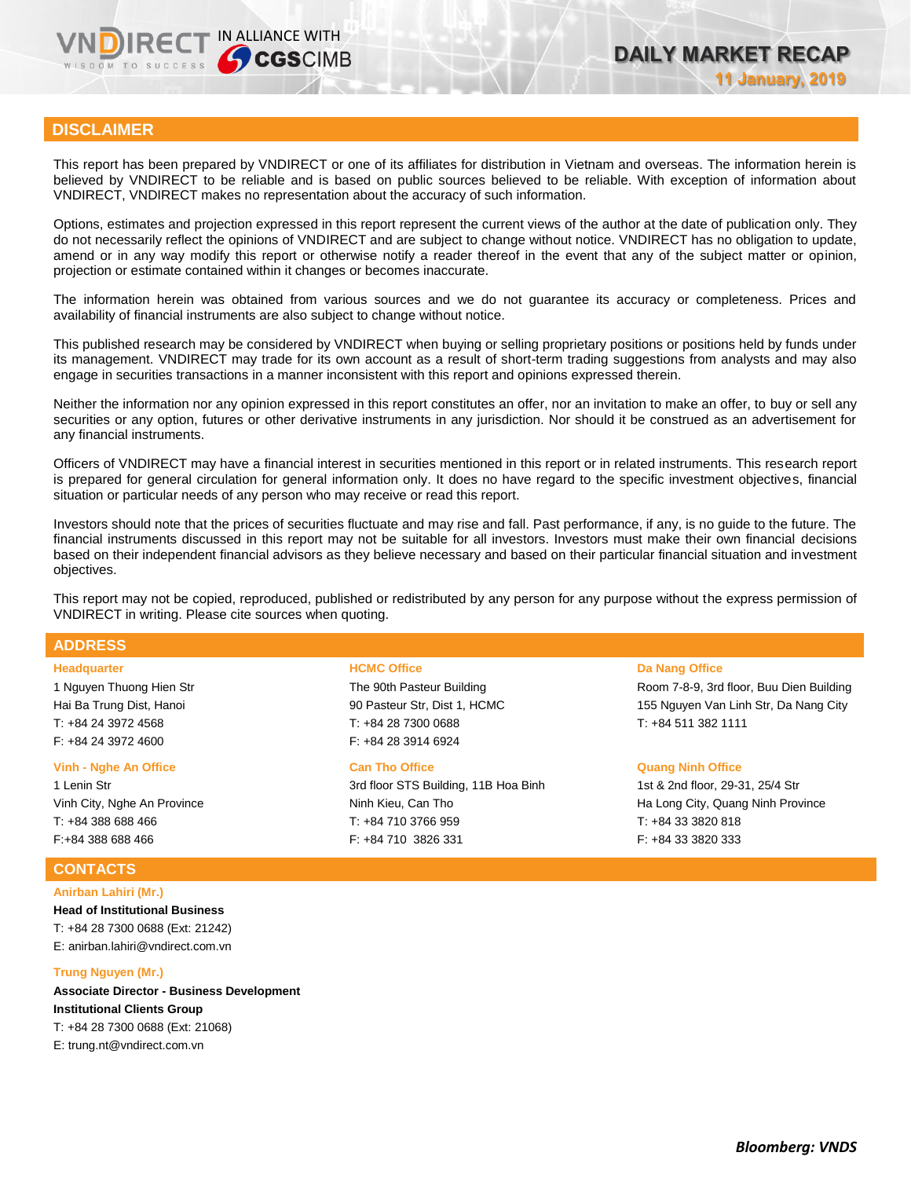## DISCLAIMER

This report has been prepared by VNDIRECT or one of its affiliates for distribution in Vietnam and overseas. The information herein is believed by VNDIRECT to be reliable and is based on public sources believed to be reliable. With exception of information about VNDIRECT, VNDIRECT makes no representation about the accuracy of such information.

Options, estimates and projection expressed in this report represent the current views of the author at the date of publication only. They do not necessarily reflect the opinions of VNDIRECT and are subject to change without notice. VNDIRECT has no obligation to update, amend or in any way modify this report or otherwise notify a reader thereof in the event that any of the subject matter or opinion, projection or estimate contained within it changes or becomes inaccurate.

The information herein was obtained from various sources and we do not guarantee its accuracy or completeness. Prices and availability of financial instruments are also subject to change without notice.

This published research may be considered by VNDIRECT when buying or selling proprietary positions or positions held by funds under its management. VNDIRECT may trade for its own account as a result of short-term trading suggestions from analysts and may also engage in securities transactions in a manner inconsistent with this report and opinions expressed therein.

Neither the information nor any opinion expressed in this report constitutes an offer, nor an invitation to make an offer, to buy or sell any securities or any option, futures or other derivative instruments in any jurisdiction. Nor should it be construed as an advertisement for any financial instruments.

Officers of VNDIRECT may have a financial interest in securities mentioned in this report or in related instruments. This research report is prepared for general circulation for general information only. It does no have regard to the specific investment objectives, financial situation or particular needs of any person who may receive or read this report.

Investors should note that the prices of securities fluctuate and may rise and fall. Past performance, if any, is no guide to the future. The financial instruments discussed in this report may not be suitable for all investors. Investors must make their own financial decisions based on their independent financial advisors as they believe necessary and based on their particular financial situation and investment objectives.

This report may not be copied, reproduced, published or redistributed by any person for any purpose without the express permission of VNDIRECT in writing. Please cite sources when quoting.

## ADDRESS

**Headquarter**
1 Nguyen Thuong Hien Str
Hai Ba Trung Dist, Hanoi
T: +84 24 3972 4568
F: +84 24 3972 4600

**HCMC Office**
The 90th Pasteur Building
90 Pasteur Str, Dist 1, HCMC
T: +84 28 7300 0688
F: +84 28 3914 6924

**Da Nang Office**
Room 7-8-9, 3rd floor, Buu Dien Building
155 Nguyen Van Linh Str, Da Nang City
T: +84 511 382 1111

**Vinh - Nghe An Office**
1 Lenin Str
Vinh City, Nghe An Province
T: +84 388 688 466
F:+84 388 688 466

**Can Tho Office**
3rd floor STS Building, 11B Hoa Binh
Ninh Kieu, Can Tho
T: +84 710 3766 959
F: +84 710 3826 331

**Quang Ninh Office**
1st & 2nd floor, 29-31, 25/4 Str
Ha Long City, Quang Ninh Province
T: +84 33 3820 818
F: +84 33 3820 333

## CONTACTS

**Anirban Lahiri (Mr.)**
**Head of Institutional Business**
T: +84 28 7300 0688 (Ext: 21242)
E: anirban.lahiri@vndirect.com.vn

**Trung Nguyen (Mr.)**
**Associate Director - Business Development**
**Institutional Clients Group**
T: +84 28 7300 0688 (Ext: 21068)
E: trung.nt@vndirect.com.vn

***Bloomberg: VNDS***